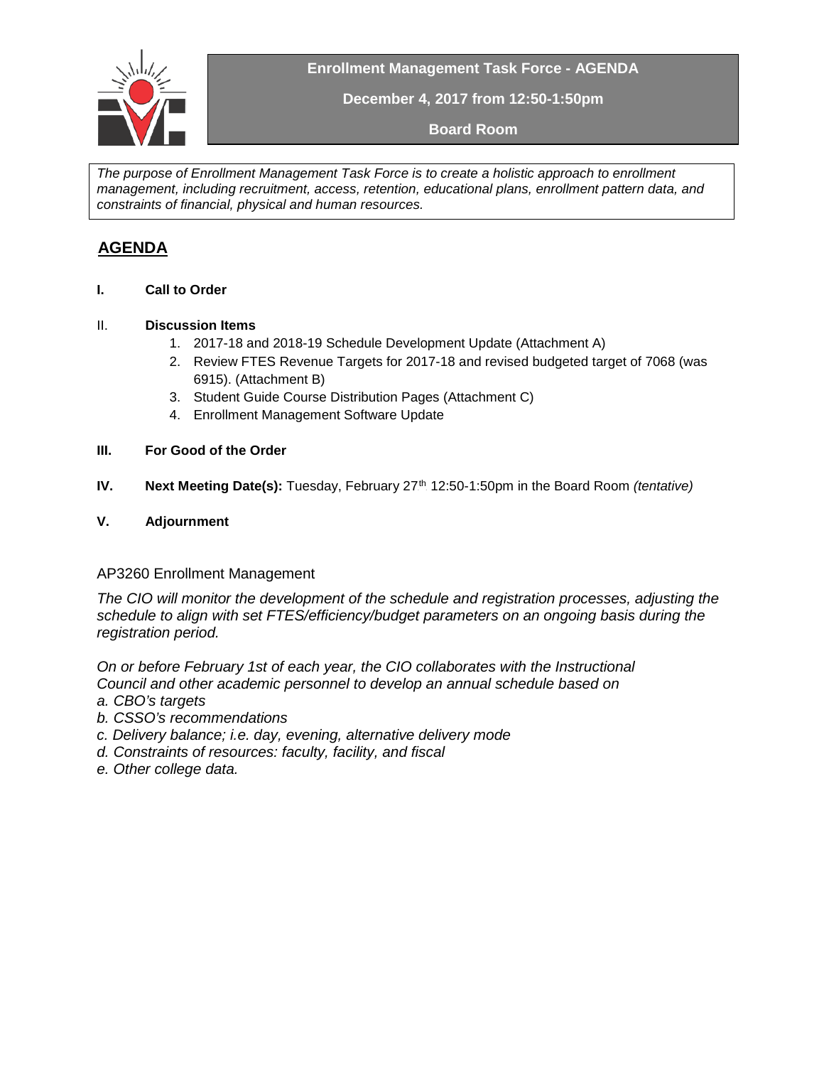**Enrollment Management Task Force - AGENDA**

**December 4, 2017 from 12:50-1:50pm**

**Board Room**

*The purpose of Enrollment Management Task Force is to create a holistic approach to enrollment management, including recruitment, access, retention, educational plans, enrollment pattern data, and constraints of financial, physical and human resources.*

## AGENDA

**I. Call to Order**

II. **Discussion Items**

1. 2017-18 and 2018-19 Schedule Development Update (Attachment A)
2. Review FTES Revenue Targets for 2017-18 and revised budgeted target of 7068 (was 6915). (Attachment B)
3. Student Guide Course Distribution Pages (Attachment C)
4. Enrollment Management Software Update

**III. For Good of the Order**

**IV. Next Meeting Date(s):** Tuesday, February 27th 12:50-1:50pm in the Board Room *(tentative)*

**V. Adjournment**

AP3260 Enrollment Management

*The CIO will monitor the development of the schedule and registration processes, adjusting the schedule to align with set FTES/efficiency/budget parameters on an ongoing basis during the registration period.*

*On or before February 1st of each year, the CIO collaborates with the Instructional Council and other academic personnel to develop an annual schedule based on*
*a. CBO's targets*
*b. CSSO's recommendations*
*c. Delivery balance; i.e. day, evening, alternative delivery mode*
*d. Constraints of resources: faculty, facility, and fiscal*
*e. Other college data.*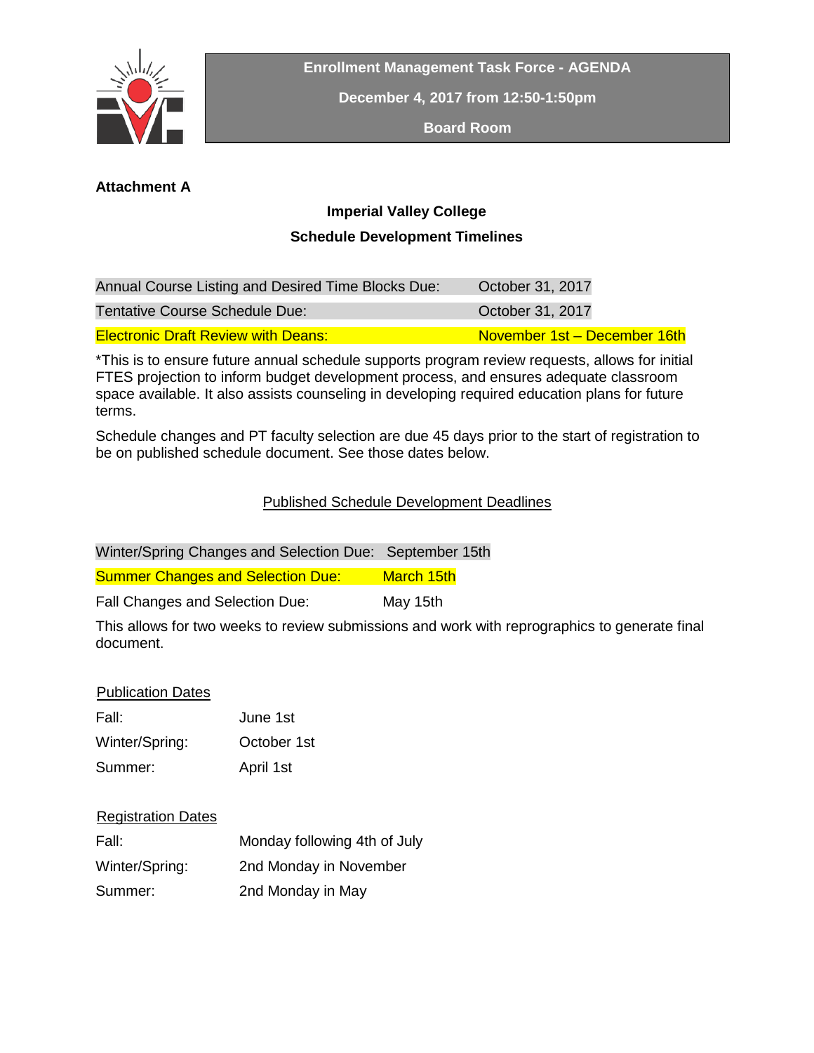Enrollment Management Task Force - AGENDA

December 4, 2017 from 12:50-1:50pm

Board Room

**Attachment A**

## Imperial Valley College

## Schedule Development Timelines

| | |
|---|---|
| Annual Course Listing and Desired Time Blocks Due: | October 31, 2017 |
| Tentative Course Schedule Due: | October 31, 2017 |
| Electronic Draft Review with Deans: | November 1st – December 16th |

*This is to ensure future annual schedule supports program review requests, allows for initial FTES projection to inform budget development process, and ensures adequate classroom space available. It also assists counseling in developing required education plans for future terms.

Schedule changes and PT faculty selection are due 45 days prior to the start of registration to be on published schedule document. See those dates below.

### Published Schedule Development Deadlines

| | |
|---|---|
| Winter/Spring Changes and Selection Due: | September 15th |
| Summer Changes and Selection Due: | March 15th |
| Fall Changes and Selection Due: | May 15th |

This allows for two weeks to review submissions and work with reprographics to generate final document.

**Publication Dates**

| | |
|---|---|
| Fall: | June 1st |
| Winter/Spring: | October 1st |
| Summer: | April 1st |

**Registration Dates**

| | |
|---|---|
| Fall: | Monday following 4th of July |
| Winter/Spring: | 2nd Monday in November |
| Summer: | 2nd Monday in May |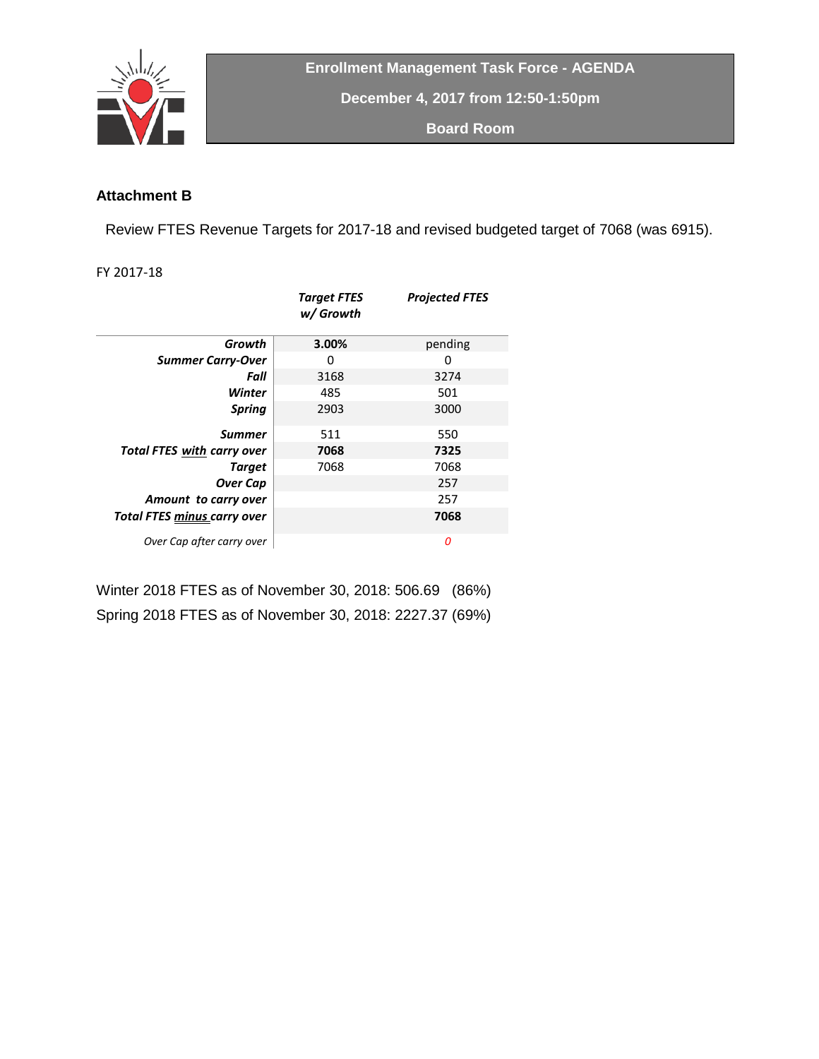**Enrollment Management Task Force - AGENDA**

**December 4, 2017 from 12:50-1:50pm**

**Board Room**

### Attachment B

Review FTES Revenue Targets for 2017-18 and revised budgeted target of 7068 (was 6915).

FY 2017-18

| | ***Target FTES w/ Growth*** | ***Projected FTES*** |
|---|---|---|
| ***Growth*** | **3.00%** | pending |
| ***Summer Carry-Over*** | 0 | 0 |
| ***Fall*** | 3168 | 3274 |
| ***Winter*** | 485 | 501 |
| ***Spring*** | 2903 | 3000 |
| ***Summer*** | 511 | 550 |
| ***Total FTES with carry over*** | **7068** | **7325** |
| ***Target*** | 7068 | 7068 |
| ***Over Cap*** | | 257 |
| ***Amount to carry over*** | | 257 |
| ***Total FTES minus carry over*** | | **7068** |
| *Over Cap after carry over* | | *0* |

Winter 2018 FTES as of November 30, 2018: 506.69 (86%)

Spring 2018 FTES as of November 30, 2018: 2227.37 (69%)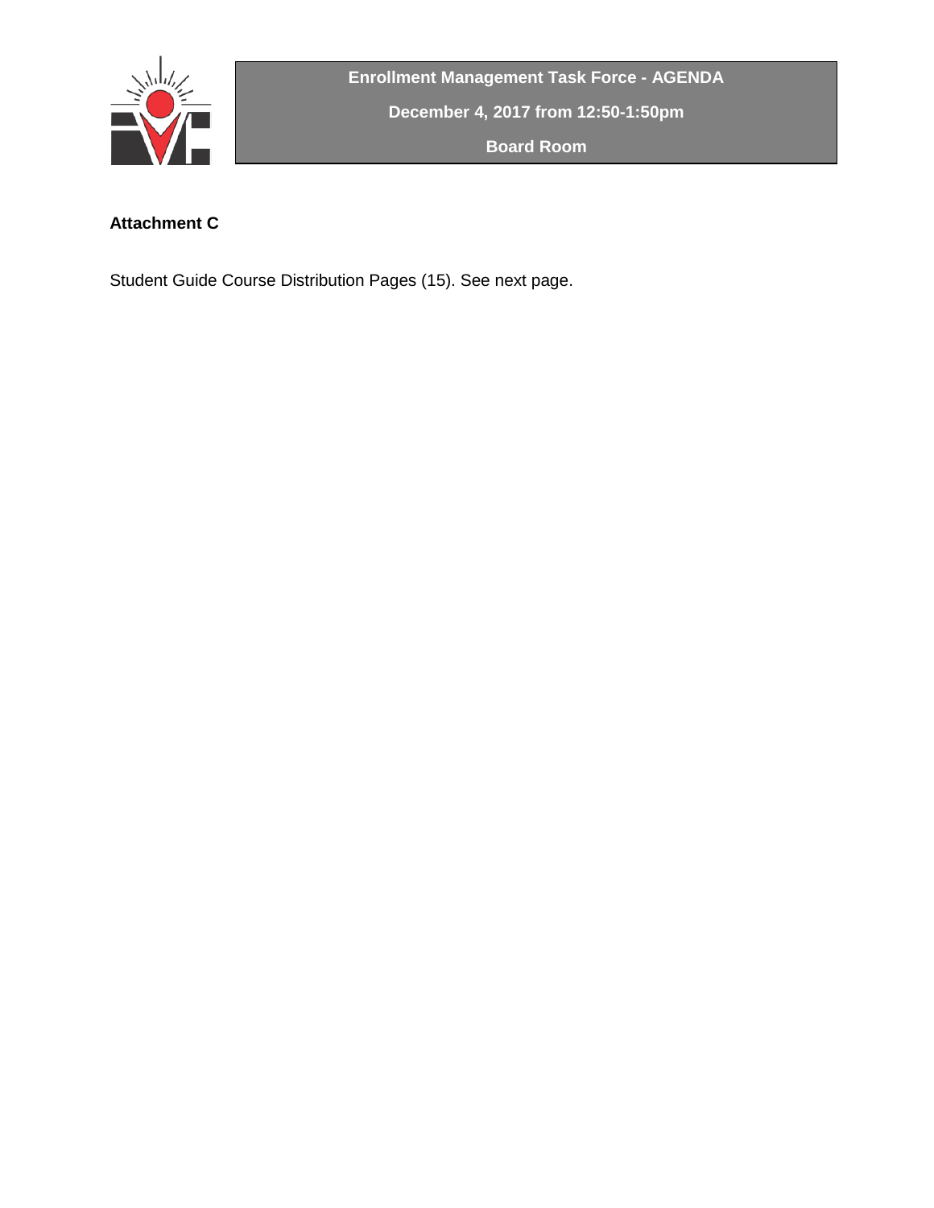**Enrollment Management Task Force - AGENDA**

**December 4, 2017 from 12:50-1:50pm**

**Board Room**

**Attachment C**

Student Guide Course Distribution Pages (15). See next page.